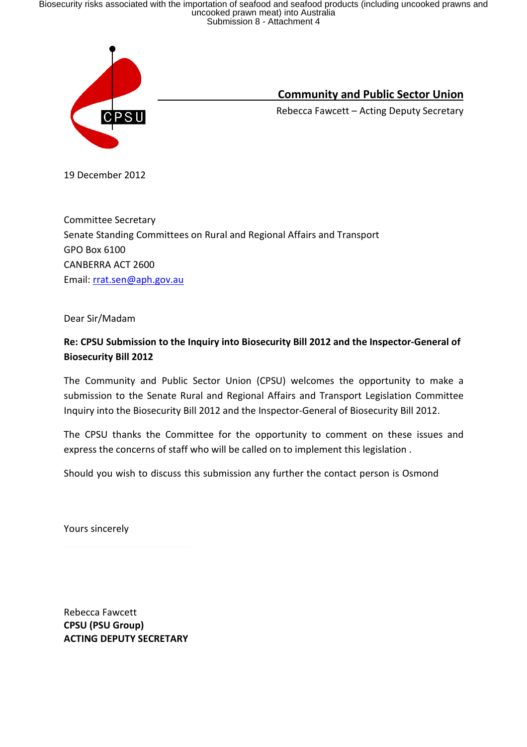**Community and Public Sector Union**

Rebecca Fawcett – Acting Deputy Secretary

19 December 2012

Committee Secretary
Senate Standing Committees on Rural and Regional Affairs and Transport
GPO Box 6100
CANBERRA ACT 2600
Email: rrat.sen@aph.gov.au

Dear Sir/Madam

**Re: CPSU Submission to the Inquiry into Biosecurity Bill 2012 and the Inspector-General of Biosecurity Bill 2012**

The Community and Public Sector Union (CPSU) welcomes the opportunity to make a submission to the Senate Rural and Regional Affairs and Transport Legislation Committee Inquiry into the Biosecurity Bill 2012 and the Inspector-General of Biosecurity Bill 2012.

The CPSU thanks the Committee for the opportunity to comment on these issues and express the concerns of staff who will be called on to implement this legislation .

Should you wish to discuss this submission any further the contact person is Osmond

Yours sincerely

Rebecca Fawcett
**CPSU (PSU Group)**
**ACTING DEPUTY SECRETARY**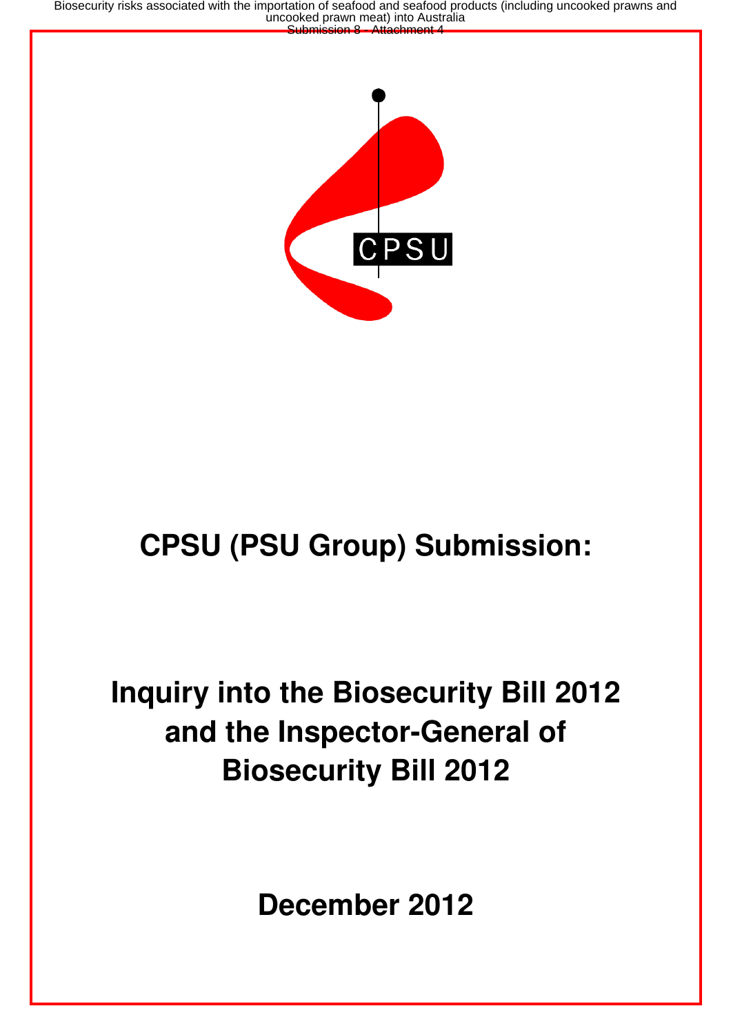CPSU

# CPSU (PSU Group) Submission:

# Inquiry into the Biosecurity Bill 2012 and the Inspector-General of Biosecurity Bill 2012

## December 2012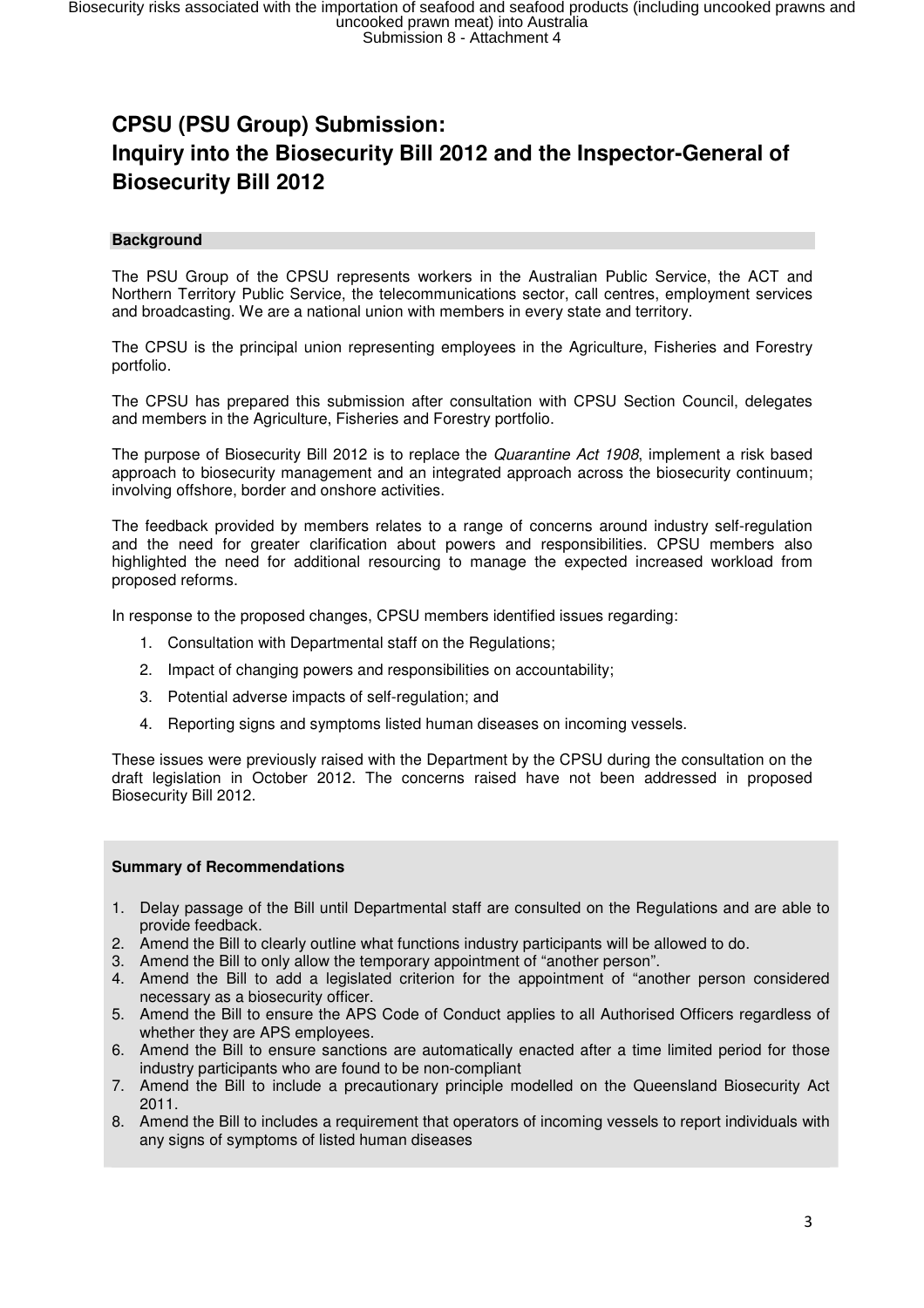# CPSU (PSU Group) Submission: Inquiry into the Biosecurity Bill 2012 and the Inspector-General of Biosecurity Bill 2012

## Background

The PSU Group of the CPSU represents workers in the Australian Public Service, the ACT and Northern Territory Public Service, the telecommunications sector, call centres, employment services and broadcasting. We are a national union with members in every state and territory.

The CPSU is the principal union representing employees in the Agriculture, Fisheries and Forestry portfolio.

The CPSU has prepared this submission after consultation with CPSU Section Council, delegates and members in the Agriculture, Fisheries and Forestry portfolio.

The purpose of Biosecurity Bill 2012 is to replace the *Quarantine Act 1908*, implement a risk based approach to biosecurity management and an integrated approach across the biosecurity continuum; involving offshore, border and onshore activities.

The feedback provided by members relates to a range of concerns around industry self-regulation and the need for greater clarification about powers and responsibilities. CPSU members also highlighted the need for additional resourcing to manage the expected increased workload from proposed reforms.

In response to the proposed changes, CPSU members identified issues regarding:

1. Consultation with Departmental staff on the Regulations;
2. Impact of changing powers and responsibilities on accountability;
3. Potential adverse impacts of self-regulation; and
4. Reporting signs and symptoms listed human diseases on incoming vessels.

These issues were previously raised with the Department by the CPSU during the consultation on the draft legislation in October 2012. The concerns raised have not been addressed in proposed Biosecurity Bill 2012.

### Summary of Recommendations

1. Delay passage of the Bill until Departmental staff are consulted on the Regulations and are able to provide feedback.
2. Amend the Bill to clearly outline what functions industry participants will be allowed to do.
3. Amend the Bill to only allow the temporary appointment of "another person".
4. Amend the Bill to add a legislated criterion for the appointment of "another person considered necessary as a biosecurity officer.
5. Amend the Bill to ensure the APS Code of Conduct applies to all Authorised Officers regardless of whether they are APS employees.
6. Amend the Bill to ensure sanctions are automatically enacted after a time limited period for those industry participants who are found to be non-compliant
7. Amend the Bill to include a precautionary principle modelled on the Queensland Biosecurity Act 2011.
8. Amend the Bill to includes a requirement that operators of incoming vessels to report individuals with any signs of symptoms of listed human diseases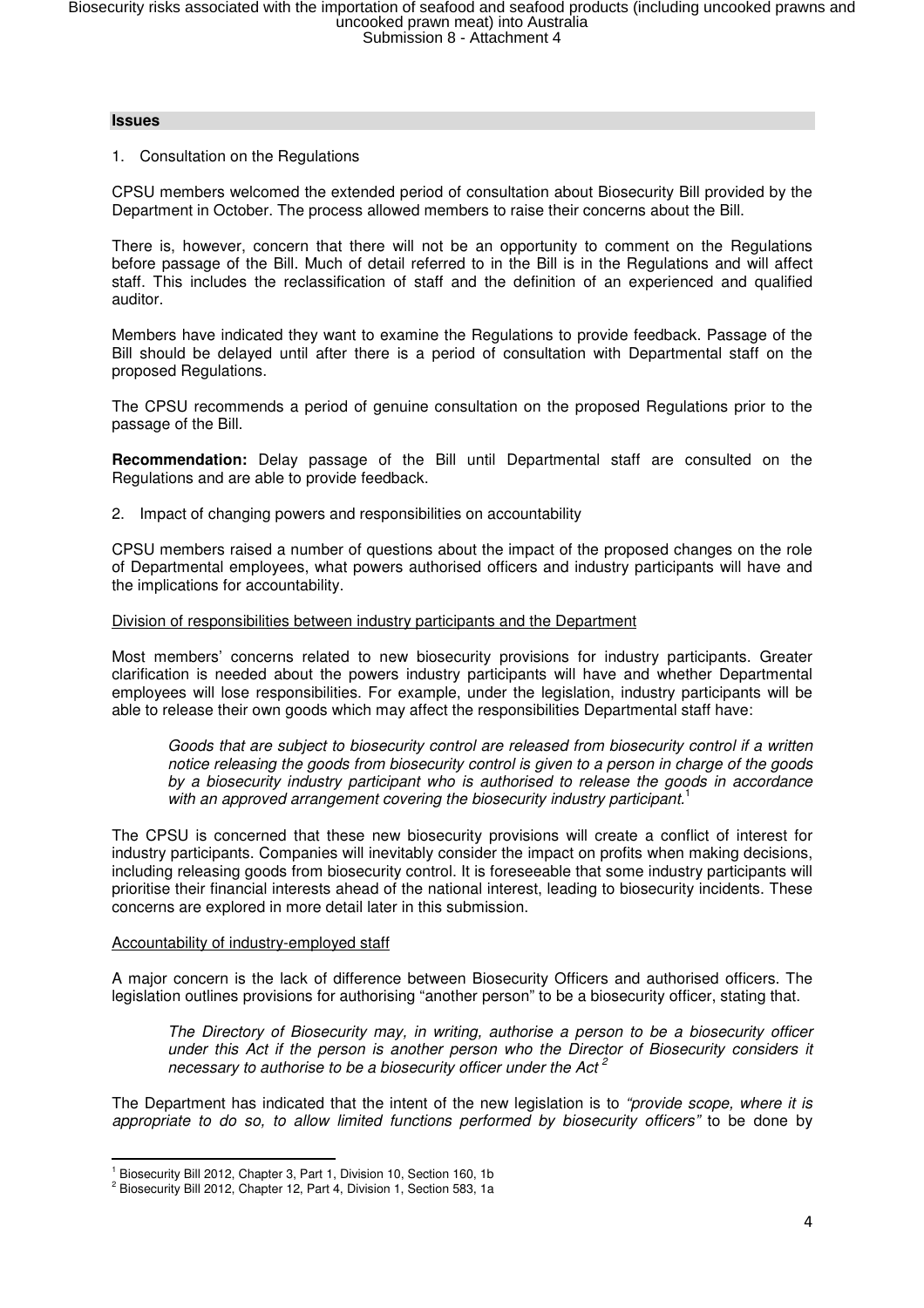## Issues

1. Consultation on the Regulations

CPSU members welcomed the extended period of consultation about Biosecurity Bill provided by the Department in October. The process allowed members to raise their concerns about the Bill.

There is, however, concern that there will not be an opportunity to comment on the Regulations before passage of the Bill. Much of detail referred to in the Bill is in the Regulations and will affect staff. This includes the reclassification of staff and the definition of an experienced and qualified auditor.

Members have indicated they want to examine the Regulations to provide feedback. Passage of the Bill should be delayed until after there is a period of consultation with Departmental staff on the proposed Regulations.

The CPSU recommends a period of genuine consultation on the proposed Regulations prior to the passage of the Bill.

**Recommendation:** Delay passage of the Bill until Departmental staff are consulted on the Regulations and are able to provide feedback.

2. Impact of changing powers and responsibilities on accountability

CPSU members raised a number of questions about the impact of the proposed changes on the role of Departmental employees, what powers authorised officers and industry participants will have and the implications for accountability.

Division of responsibilities between industry participants and the Department

Most members' concerns related to new biosecurity provisions for industry participants. Greater clarification is needed about the powers industry participants will have and whether Departmental employees will lose responsibilities. For example, under the legislation, industry participants will be able to release their own goods which may affect the responsibilities Departmental staff have:

> *Goods that are subject to biosecurity control are released from biosecurity control if a written notice releasing the goods from biosecurity control is given to a person in charge of the goods by a biosecurity industry participant who is authorised to release the goods in accordance with an approved arrangement covering the biosecurity industry participant.*[1]

The CPSU is concerned that these new biosecurity provisions will create a conflict of interest for industry participants. Companies will inevitably consider the impact on profits when making decisions, including releasing goods from biosecurity control. It is foreseeable that some industry participants will prioritise their financial interests ahead of the national interest, leading to biosecurity incidents. These concerns are explored in more detail later in this submission.

Accountability of industry-employed staff

A major concern is the lack of difference between Biosecurity Officers and authorised officers. The legislation outlines provisions for authorising "another person" to be a biosecurity officer, stating that.

> *The Directory of Biosecurity may, in writing, authorise a person to be a biosecurity officer under this Act if the person is another person who the Director of Biosecurity considers it necessary to authorise to be a biosecurity officer under the Act*[2]

The Department has indicated that the intent of the new legislation is to *"provide scope, where it is appropriate to do so, to allow limited functions performed by biosecurity officers"* to be done by

---

[1] Biosecurity Bill 2012, Chapter 3, Part 1, Division 10, Section 160, 1b

[2] Biosecurity Bill 2012, Chapter 12, Part 4, Division 1, Section 583, 1a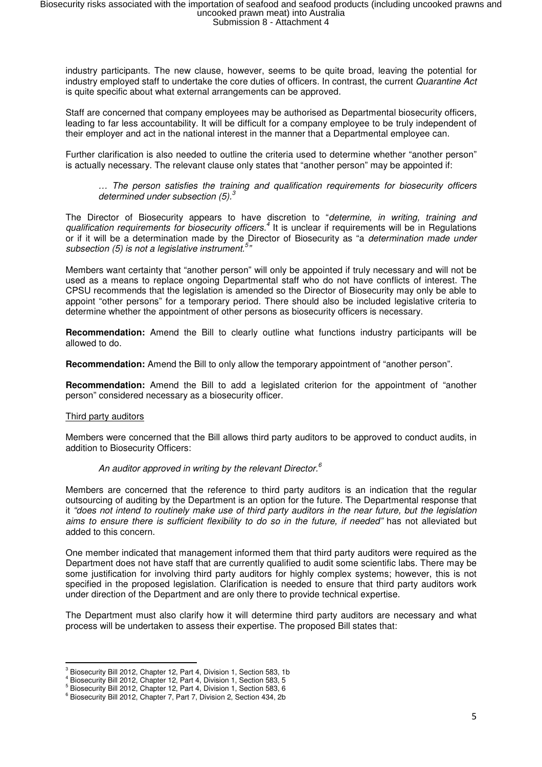industry participants. The new clause, however, seems to be quite broad, leaving the potential for industry employed staff to undertake the core duties of officers. In contrast, the current *Quarantine Act* is quite specific about what external arrangements can be approved.

Staff are concerned that company employees may be authorised as Departmental biosecurity officers, leading to far less accountability. It will be difficult for a company employee to be truly independent of their employer and act in the national interest in the manner that a Departmental employee can.

Further clarification is also needed to outline the criteria used to determine whether "another person" is actually necessary. The relevant clause only states that "another person" may be appointed if:

> *… The person satisfies the training and qualification requirements for biosecurity officers determined under subsection (5).*[3]

The Director of Biosecurity appears to have discretion to "*determine, in writing, training and qualification requirements for biosecurity officers.*[4] It is unclear if requirements will be in Regulations or if it will be a determination made by the Director of Biosecurity as "a *determination made under subsection (5) is not a legislative instrument.*[5]"

Members want certainty that "another person" will only be appointed if truly necessary and will not be used as a means to replace ongoing Departmental staff who do not have conflicts of interest. The CPSU recommends that the legislation is amended so the Director of Biosecurity may only be able to appoint "other persons" for a temporary period. There should also be included legislative criteria to determine whether the appointment of other persons as biosecurity officers is necessary.

**Recommendation:** Amend the Bill to clearly outline what functions industry participants will be allowed to do.

**Recommendation:** Amend the Bill to only allow the temporary appointment of "another person".

**Recommendation:** Amend the Bill to add a legislated criterion for the appointment of "another person" considered necessary as a biosecurity officer.

<u>Third party auditors</u>

Members were concerned that the Bill allows third party auditors to be approved to conduct audits, in addition to Biosecurity Officers:

> *An auditor approved in writing by the relevant Director.*[6]

Members are concerned that the reference to third party auditors is an indication that the regular outsourcing of auditing by the Department is an option for the future. The Departmental response that it *"does not intend to routinely make use of third party auditors in the near future, but the legislation aims to ensure there is sufficient flexibility to do so in the future, if needed"* has not alleviated but added to this concern.

One member indicated that management informed them that third party auditors were required as the Department does not have staff that are currently qualified to audit some scientific labs. There may be some justification for involving third party auditors for highly complex systems; however, this is not specified in the proposed legislation. Clarification is needed to ensure that third party auditors work under direction of the Department and are only there to provide technical expertise.

The Department must also clarify how it will determine third party auditors are necessary and what process will be undertaken to assess their expertise. The proposed Bill states that:

---

[3] Biosecurity Bill 2012, Chapter 12, Part 4, Division 1, Section 583, 1b
[4] Biosecurity Bill 2012, Chapter 12, Part 4, Division 1, Section 583, 5
[5] Biosecurity Bill 2012, Chapter 12, Part 4, Division 1, Section 583, 6
[6] Biosecurity Bill 2012, Chapter 7, Part 7, Division 2, Section 434, 2b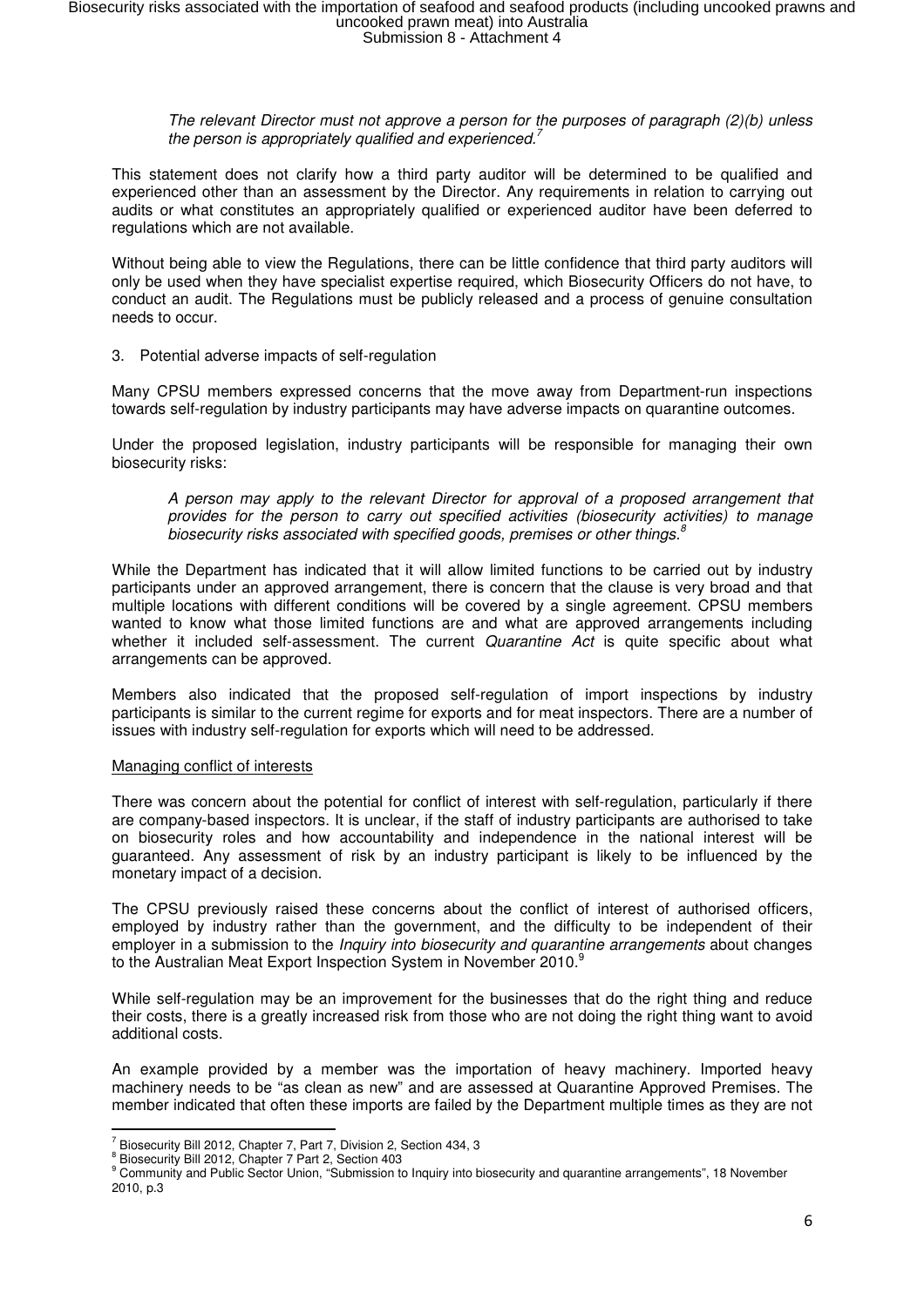> *The relevant Director must not approve a person for the purposes of paragraph (2)(b) unless the person is appropriately qualified and experienced.*[7]

This statement does not clarify how a third party auditor will be determined to be qualified and experienced other than an assessment by the Director. Any requirements in relation to carrying out audits or what constitutes an appropriately qualified or experienced auditor have been deferred to regulations which are not available.

Without being able to view the Regulations, there can be little confidence that third party auditors will only be used when they have specialist expertise required, which Biosecurity Officers do not have, to conduct an audit. The Regulations must be publicly released and a process of genuine consultation needs to occur.

3. Potential adverse impacts of self-regulation

Many CPSU members expressed concerns that the move away from Department-run inspections towards self-regulation by industry participants may have adverse impacts on quarantine outcomes.

Under the proposed legislation, industry participants will be responsible for managing their own biosecurity risks:

> *A person may apply to the relevant Director for approval of a proposed arrangement that provides for the person to carry out specified activities (biosecurity activities) to manage biosecurity risks associated with specified goods, premises or other things.*[8]

While the Department has indicated that it will allow limited functions to be carried out by industry participants under an approved arrangement, there is concern that the clause is very broad and that multiple locations with different conditions will be covered by a single agreement. CPSU members wanted to know what those limited functions are and what are approved arrangements including whether it included self-assessment. The current *Quarantine Act* is quite specific about what arrangements can be approved.

Members also indicated that the proposed self-regulation of import inspections by industry participants is similar to the current regime for exports and for meat inspectors. There are a number of issues with industry self-regulation for exports which will need to be addressed.

Managing conflict of interests

There was concern about the potential for conflict of interest with self-regulation, particularly if there are company-based inspectors. It is unclear, if the staff of industry participants are authorised to take on biosecurity roles and how accountability and independence in the national interest will be guaranteed. Any assessment of risk by an industry participant is likely to be influenced by the monetary impact of a decision.

The CPSU previously raised these concerns about the conflict of interest of authorised officers, employed by industry rather than the government, and the difficulty to be independent of their employer in a submission to the *Inquiry into biosecurity and quarantine arrangements* about changes to the Australian Meat Export Inspection System in November 2010.[9]

While self-regulation may be an improvement for the businesses that do the right thing and reduce their costs, there is a greatly increased risk from those who are not doing the right thing want to avoid additional costs.

An example provided by a member was the importation of heavy machinery. Imported heavy machinery needs to be "as clean as new" and are assessed at Quarantine Approved Premises. The member indicated that often these imports are failed by the Department multiple times as they are not

---

[7] Biosecurity Bill 2012, Chapter 7, Part 7, Division 2, Section 434, 3

[8] Biosecurity Bill 2012, Chapter 7 Part 2, Section 403

[9] Community and Public Sector Union, "Submission to Inquiry into biosecurity and quarantine arrangements", 18 November 2010, p.3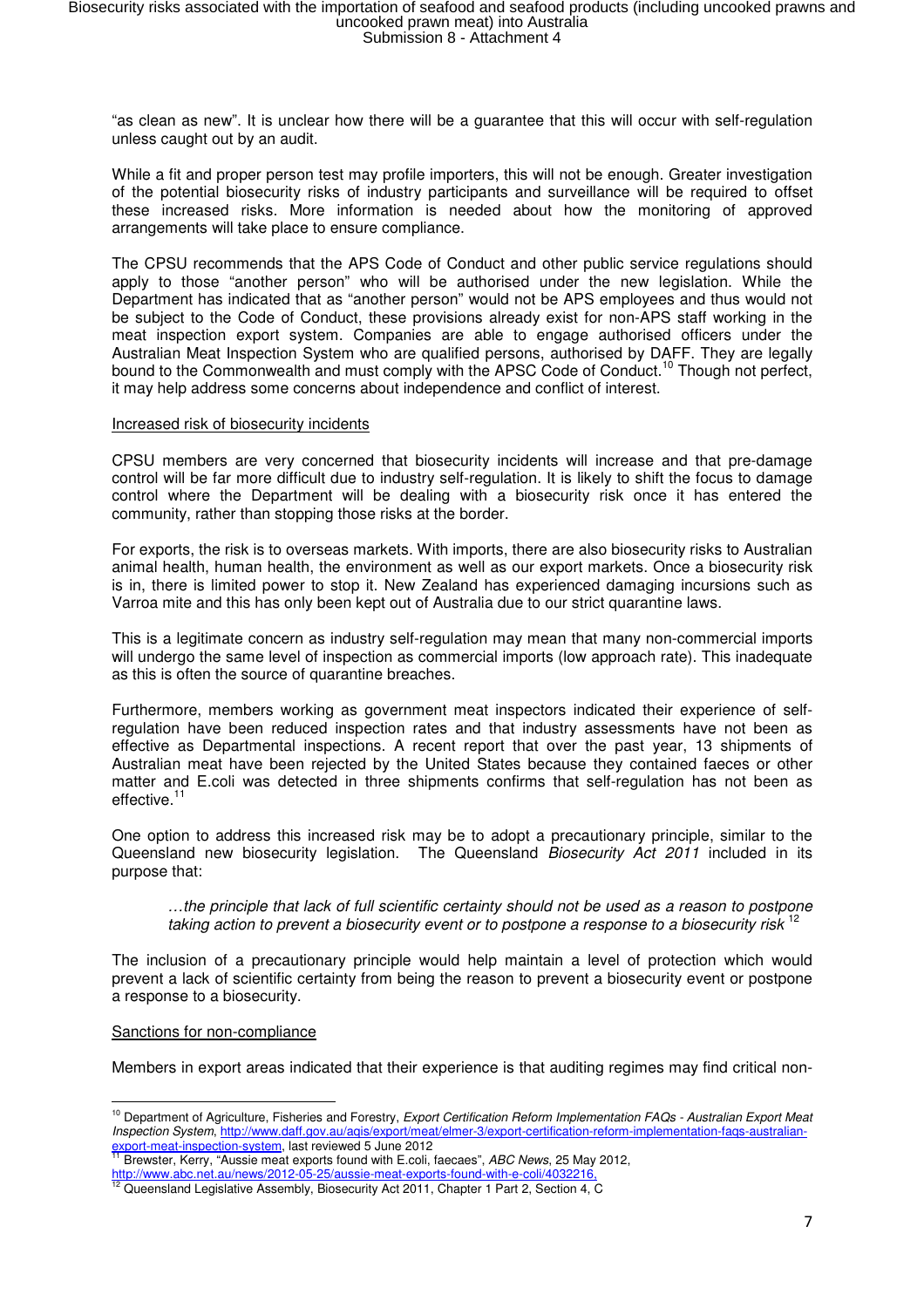"as clean as new". It is unclear how there will be a guarantee that this will occur with self-regulation unless caught out by an audit.

While a fit and proper person test may profile importers, this will not be enough. Greater investigation of the potential biosecurity risks of industry participants and surveillance will be required to offset these increased risks. More information is needed about how the monitoring of approved arrangements will take place to ensure compliance.

The CPSU recommends that the APS Code of Conduct and other public service regulations should apply to those "another person" who will be authorised under the new legislation. While the Department has indicated that as "another person" would not be APS employees and thus would not be subject to the Code of Conduct, these provisions already exist for non-APS staff working in the meat inspection export system. Companies are able to engage authorised officers under the Australian Meat Inspection System who are qualified persons, authorised by DAFF. They are legally bound to the Commonwealth and must comply with the APSC Code of Conduct.[10] Though not perfect, it may help address some concerns about independence and conflict of interest.

Increased risk of biosecurity incidents

CPSU members are very concerned that biosecurity incidents will increase and that pre-damage control will be far more difficult due to industry self-regulation. It is likely to shift the focus to damage control where the Department will be dealing with a biosecurity risk once it has entered the community, rather than stopping those risks at the border.

For exports, the risk is to overseas markets. With imports, there are also biosecurity risks to Australian animal health, human health, the environment as well as our export markets. Once a biosecurity risk is in, there is limited power to stop it. New Zealand has experienced damaging incursions such as Varroa mite and this has only been kept out of Australia due to our strict quarantine laws.

This is a legitimate concern as industry self-regulation may mean that many non-commercial imports will undergo the same level of inspection as commercial imports (low approach rate). This inadequate as this is often the source of quarantine breaches.

Furthermore, members working as government meat inspectors indicated their experience of self-regulation have been reduced inspection rates and that industry assessments have not been as effective as Departmental inspections. A recent report that over the past year, 13 shipments of Australian meat have been rejected by the United States because they contained faeces or other matter and E.coli was detected in three shipments confirms that self-regulation has not been as effective.[11]

One option to address this increased risk may be to adopt a precautionary principle, similar to the Queensland new biosecurity legislation. The Queensland *Biosecurity Act 2011* included in its purpose that:

> *…the principle that lack of full scientific certainty should not be used as a reason to postpone taking action to prevent a biosecurity event or to postpone a response to a biosecurity risk* [12]

The inclusion of a precautionary principle would help maintain a level of protection which would prevent a lack of scientific certainty from being the reason to prevent a biosecurity event or postpone a response to a biosecurity.

Sanctions for non-compliance

Members in export areas indicated that their experience is that auditing regimes may find critical non-

---

[10] Department of Agriculture, Fisheries and Forestry, *Export Certification Reform Implementation FAQs - Australian Export Meat Inspection System*, http://www.daff.gov.au/aqis/export/meat/elmer-3/export-certification-reform-implementation-faqs-australian-export-meat-inspection-system, last reviewed 5 June 2012

[11] Brewster, Kerry, "Aussie meat exports found with E.coli, faecaes", *ABC News*, 25 May 2012, http://www.abc.net.au/news/2012-05-25/aussie-meat-exports-found-with-e-coli/4032216,

[12] Queensland Legislative Assembly, Biosecurity Act 2011, Chapter 1 Part 2, Section 4, C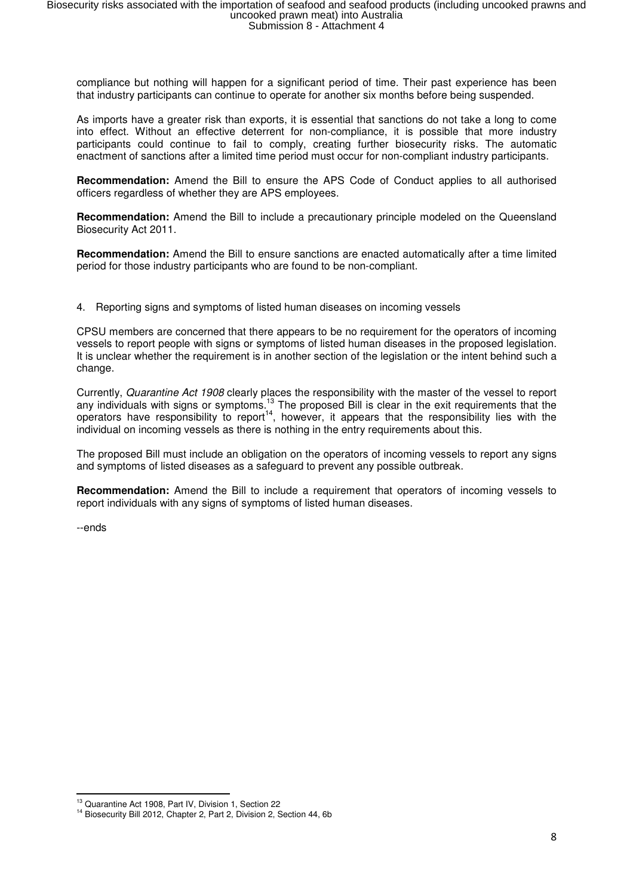compliance but nothing will happen for a significant period of time. Their past experience has been that industry participants can continue to operate for another six months before being suspended.

As imports have a greater risk than exports, it is essential that sanctions do not take a long to come into effect. Without an effective deterrent for non-compliance, it is possible that more industry participants could continue to fail to comply, creating further biosecurity risks. The automatic enactment of sanctions after a limited time period must occur for non-compliant industry participants.

**Recommendation:** Amend the Bill to ensure the APS Code of Conduct applies to all authorised officers regardless of whether they are APS employees.

**Recommendation:** Amend the Bill to include a precautionary principle modeled on the Queensland Biosecurity Act 2011.

**Recommendation:** Amend the Bill to ensure sanctions are enacted automatically after a time limited period for those industry participants who are found to be non-compliant.

4. Reporting signs and symptoms of listed human diseases on incoming vessels

CPSU members are concerned that there appears to be no requirement for the operators of incoming vessels to report people with signs or symptoms of listed human diseases in the proposed legislation. It is unclear whether the requirement is in another section of the legislation or the intent behind such a change.

Currently, *Quarantine Act 1908* clearly places the responsibility with the master of the vessel to report any individuals with signs or symptoms.[13] The proposed Bill is clear in the exit requirements that the operators have responsibility to report[14], however, it appears that the responsibility lies with the individual on incoming vessels as there is nothing in the entry requirements about this.

The proposed Bill must include an obligation on the operators of incoming vessels to report any signs and symptoms of listed diseases as a safeguard to prevent any possible outbreak.

**Recommendation:** Amend the Bill to include a requirement that operators of incoming vessels to report individuals with any signs of symptoms of listed human diseases.

--ends

[13] Quarantine Act 1908, Part IV, Division 1, Section 22

[14] Biosecurity Bill 2012, Chapter 2, Part 2, Division 2, Section 44, 6b